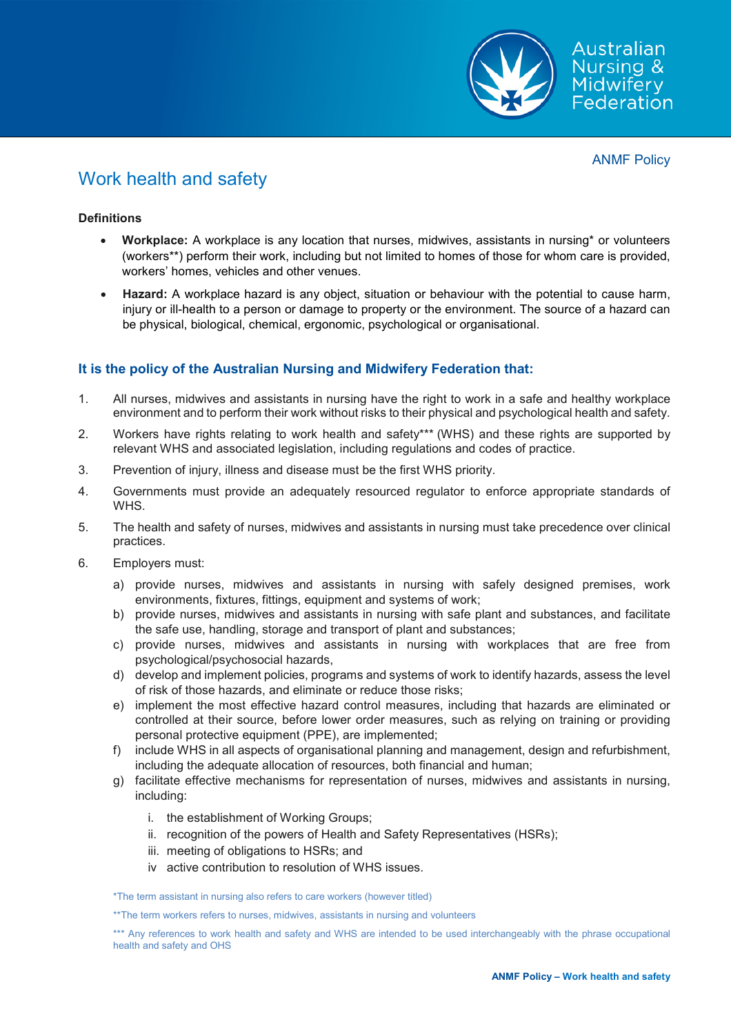ANMF Policy

# Work health and safety

**Definitions**

- **Workplace:** A workplace is any location that nurses, midwives, assistants in nursing* or volunteers (workers**) perform their work, including but not limited to homes of those for whom care is provided, workers' homes, vehicles and other venues.
- **Hazard:** A workplace hazard is any object, situation or behaviour with the potential to cause harm, injury or ill-health to a person or damage to property or the environment. The source of a hazard can be physical, biological, chemical, ergonomic, psychological or organisational.

## It is the policy of the Australian Nursing and Midwifery Federation that:

1. All nurses, midwives and assistants in nursing have the right to work in a safe and healthy workplace environment and to perform their work without risks to their physical and psychological health and safety.
2. Workers have rights relating to work health and safety*** (WHS) and these rights are supported by relevant WHS and associated legislation, including regulations and codes of practice.
3. Prevention of injury, illness and disease must be the first WHS priority.
4. Governments must provide an adequately resourced regulator to enforce appropriate standards of WHS.
5. The health and safety of nurses, midwives and assistants in nursing must take precedence over clinical practices.
6. Employers must:
   a) provide nurses, midwives and assistants in nursing with safely designed premises, work environments, fixtures, fittings, equipment and systems of work;
   b) provide nurses, midwives and assistants in nursing with safe plant and substances, and facilitate the safe use, handling, storage and transport of plant and substances;
   c) provide nurses, midwives and assistants in nursing with workplaces that are free from psychological/psychosocial hazards,
   d) develop and implement policies, programs and systems of work to identify hazards, assess the level of risk of those hazards, and eliminate or reduce those risks;
   e) implement the most effective hazard control measures, including that hazards are eliminated or controlled at their source, before lower order measures, such as relying on training or providing personal protective equipment (PPE), are implemented;
   f) include WHS in all aspects of organisational planning and management, design and refurbishment, including the adequate allocation of resources, both financial and human;
   g) facilitate effective mechanisms for representation of nurses, midwives and assistants in nursing, including:
      i. the establishment of Working Groups;
      ii. recognition of the powers of Health and Safety Representatives (HSRs);
      iii. meeting of obligations to HSRs; and
      iv active contribution to resolution of WHS issues.

*The term assistant in nursing also refers to care workers (however titled)

**The term workers refers to nurses, midwives, assistants in nursing and volunteers

*** Any references to work health and safety and WHS are intended to be used interchangeably with the phrase occupational health and safety and OHS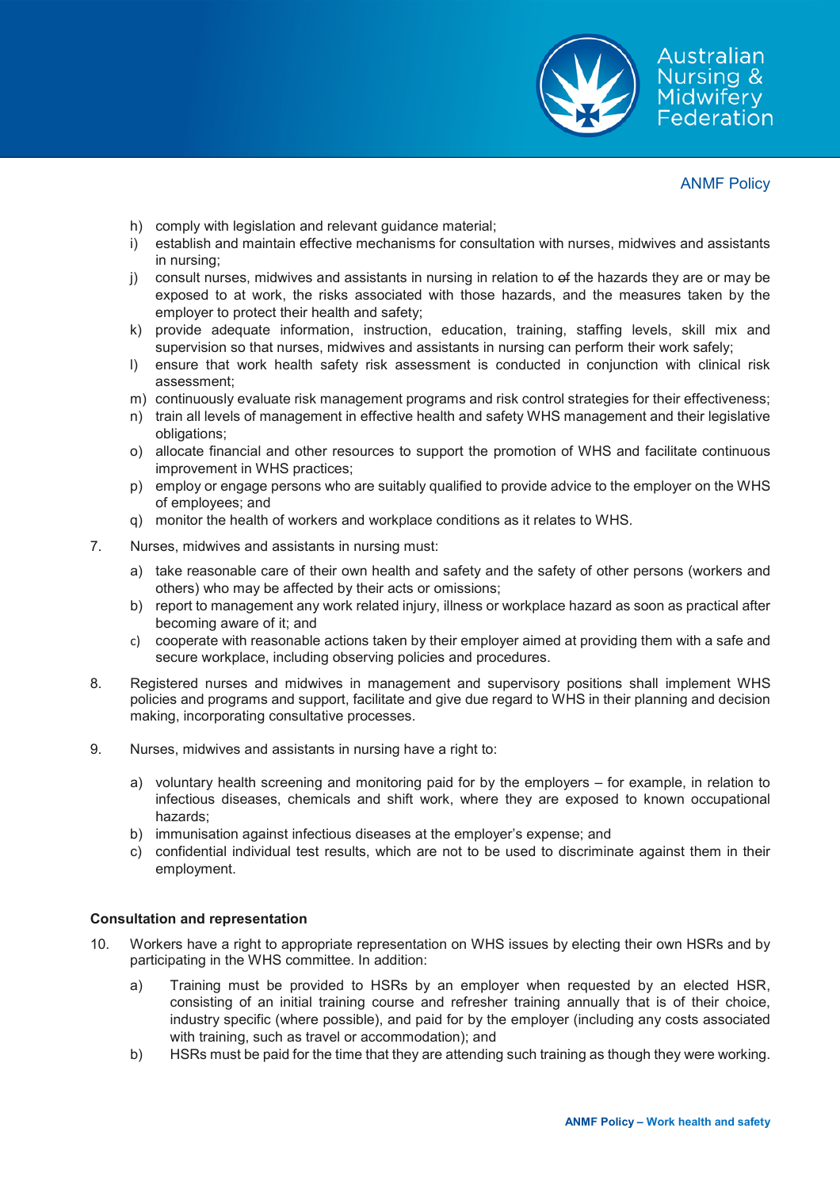h) comply with legislation and relevant guidance material;
i) establish and maintain effective mechanisms for consultation with nurses, midwives and assistants in nursing;
j) consult nurses, midwives and assistants in nursing in relation to ~~of~~ the hazards they are or may be exposed to at work, the risks associated with those hazards, and the measures taken by the employer to protect their health and safety;
k) provide adequate information, instruction, education, training, staffing levels, skill mix and supervision so that nurses, midwives and assistants in nursing can perform their work safely;
l) ensure that work health safety risk assessment is conducted in conjunction with clinical risk assessment;
m) continuously evaluate risk management programs and risk control strategies for their effectiveness;
n) train all levels of management in effective health and safety WHS management and their legislative obligations;
o) allocate financial and other resources to support the promotion of WHS and facilitate continuous improvement in WHS practices;
p) employ or engage persons who are suitably qualified to provide advice to the employer on the WHS of employees; and
q) monitor the health of workers and workplace conditions as it relates to WHS.

7. Nurses, midwives and assistants in nursing must:

   a) take reasonable care of their own health and safety and the safety of other persons (workers and others) who may be affected by their acts or omissions;
   b) report to management any work related injury, illness or workplace hazard as soon as practical after becoming aware of it; and
   c) cooperate with reasonable actions taken by their employer aimed at providing them with a safe and secure workplace, including observing policies and procedures.

8. Registered nurses and midwives in management and supervisory positions shall implement WHS policies and programs and support, facilitate and give due regard to WHS in their planning and decision making, incorporating consultative processes.

9. Nurses, midwives and assistants in nursing have a right to:

   a) voluntary health screening and monitoring paid for by the employers – for example, in relation to infectious diseases, chemicals and shift work, where they are exposed to known occupational hazards;
   b) immunisation against infectious diseases at the employer's expense; and
   c) confidential individual test results, which are not to be used to discriminate against them in their employment.

**Consultation and representation**

10. Workers have a right to appropriate representation on WHS issues by electing their own HSRs and by participating in the WHS committee. In addition:

    a) Training must be provided to HSRs by an employer when requested by an elected HSR, consisting of an initial training course and refresher training annually that is of their choice, industry specific (where possible), and paid for by the employer (including any costs associated with training, such as travel or accommodation); and
    b) HSRs must be paid for the time that they are attending such training as though they were working.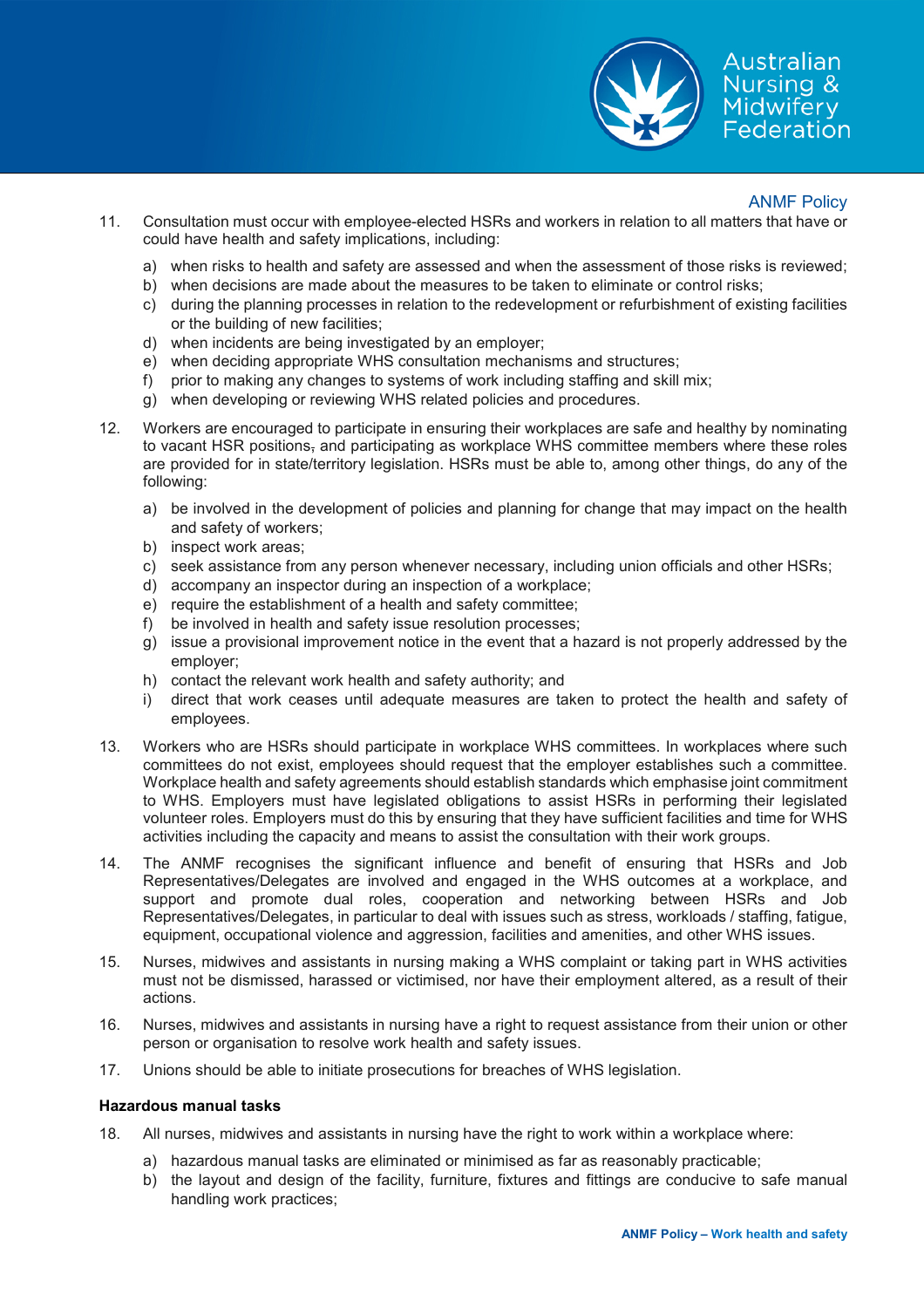11. Consultation must occur with employee-elected HSRs and workers in relation to all matters that have or could have health and safety implications, including:

    a) when risks to health and safety are assessed and when the assessment of those risks is reviewed;
    b) when decisions are made about the measures to be taken to eliminate or control risks;
    c) during the planning processes in relation to the redevelopment or refurbishment of existing facilities or the building of new facilities;
    d) when incidents are being investigated by an employer;
    e) when deciding appropriate WHS consultation mechanisms and structures;
    f) prior to making any changes to systems of work including staffing and skill mix;
    g) when developing or reviewing WHS related policies and procedures.

12. Workers are encouraged to participate in ensuring their workplaces are safe and healthy by nominating to vacant HSR positions, and participating as workplace WHS committee members where these roles are provided for in state/territory legislation. HSRs must be able to, among other things, do any of the following:

    a) be involved in the development of policies and planning for change that may impact on the health and safety of workers;
    b) inspect work areas;
    c) seek assistance from any person whenever necessary, including union officials and other HSRs;
    d) accompany an inspector during an inspection of a workplace;
    e) require the establishment of a health and safety committee;
    f) be involved in health and safety issue resolution processes;
    g) issue a provisional improvement notice in the event that a hazard is not properly addressed by the employer;
    h) contact the relevant work health and safety authority; and
    i) direct that work ceases until adequate measures are taken to protect the health and safety of employees.

13. Workers who are HSRs should participate in workplace WHS committees. In workplaces where such committees do not exist, employees should request that the employer establishes such a committee. Workplace health and safety agreements should establish standards which emphasise joint commitment to WHS. Employers must have legislated obligations to assist HSRs in performing their legislated volunteer roles. Employers must do this by ensuring that they have sufficient facilities and time for WHS activities including the capacity and means to assist the consultation with their work groups.

14. The ANMF recognises the significant influence and benefit of ensuring that HSRs and Job Representatives/Delegates are involved and engaged in the WHS outcomes at a workplace, and support and promote dual roles, cooperation and networking between HSRs and Job Representatives/Delegates, in particular to deal with issues such as stress, workloads / staffing, fatigue, equipment, occupational violence and aggression, facilities and amenities, and other WHS issues.

15. Nurses, midwives and assistants in nursing making a WHS complaint or taking part in WHS activities must not be dismissed, harassed or victimised, nor have their employment altered, as a result of their actions.

16. Nurses, midwives and assistants in nursing have a right to request assistance from their union or other person or organisation to resolve work health and safety issues.

17. Unions should be able to initiate prosecutions for breaches of WHS legislation.

**Hazardous manual tasks**

18. All nurses, midwives and assistants in nursing have the right to work within a workplace where:

    a) hazardous manual tasks are eliminated or minimised as far as reasonably practicable;
    b) the layout and design of the facility, furniture, fixtures and fittings are conducive to safe manual handling work practices;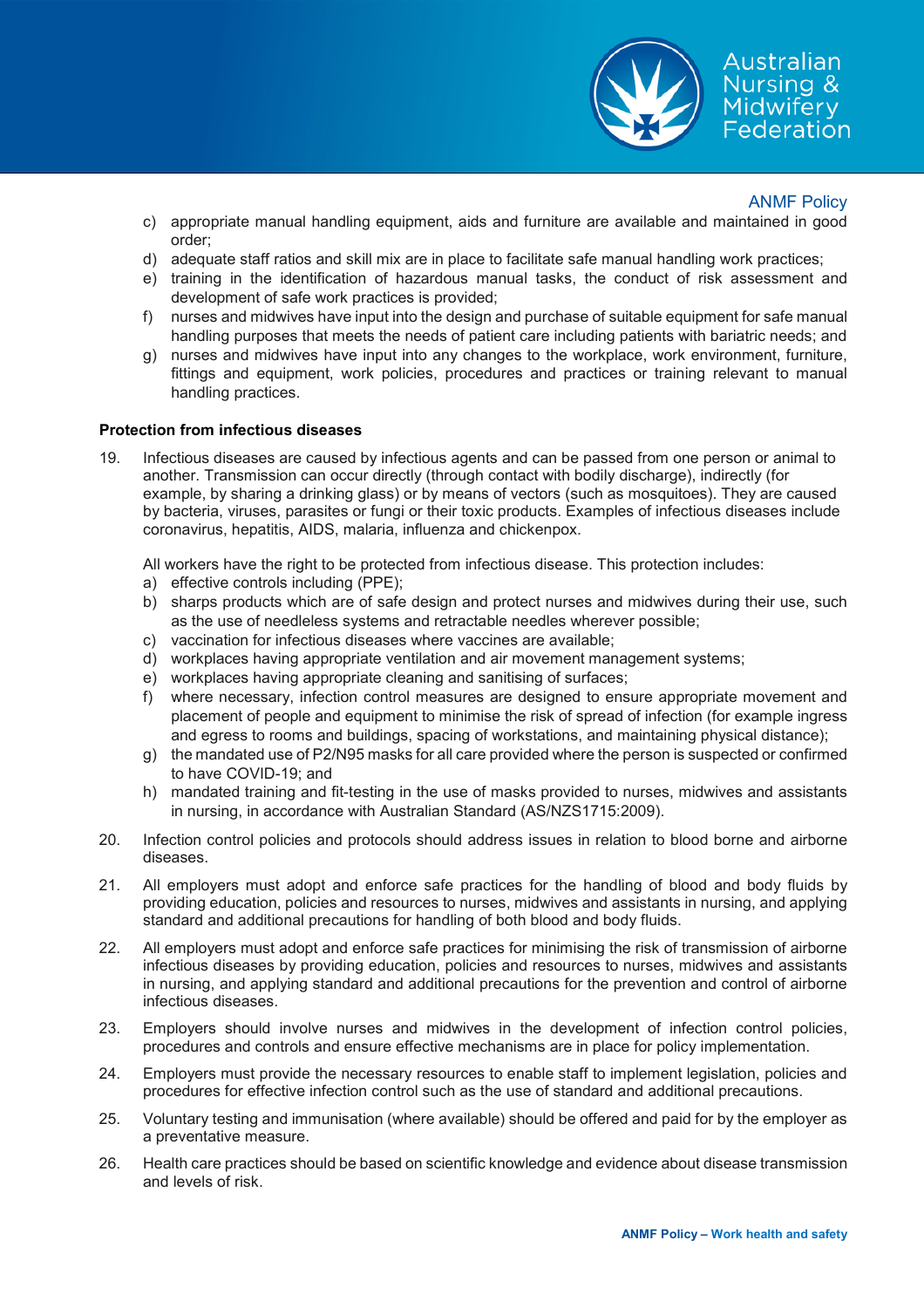c) appropriate manual handling equipment, aids and furniture are available and maintained in good order;
d) adequate staff ratios and skill mix are in place to facilitate safe manual handling work practices;
e) training in the identification of hazardous manual tasks, the conduct of risk assessment and development of safe work practices is provided;
f) nurses and midwives have input into the design and purchase of suitable equipment for safe manual handling purposes that meets the needs of patient care including patients with bariatric needs; and
g) nurses and midwives have input into any changes to the workplace, work environment, furniture, fittings and equipment, work policies, procedures and practices or training relevant to manual handling practices.

**Protection from infectious diseases**

19. Infectious diseases are caused by infectious agents and can be passed from one person or animal to another. Transmission can occur directly (through contact with bodily discharge), indirectly (for example, by sharing a drinking glass) or by means of vectors (such as mosquitoes). They are caused by bacteria, viruses, parasites or fungi or their toxic products. Examples of infectious diseases include coronavirus, hepatitis, AIDS, malaria, influenza and chickenpox.

    All workers have the right to be protected from infectious disease. This protection includes:
    a) effective controls including (PPE);
    b) sharps products which are of safe design and protect nurses and midwives during their use, such as the use of needleless systems and retractable needles wherever possible;
    c) vaccination for infectious diseases where vaccines are available;
    d) workplaces having appropriate ventilation and air movement management systems;
    e) workplaces having appropriate cleaning and sanitising of surfaces;
    f) where necessary, infection control measures are designed to ensure appropriate movement and placement of people and equipment to minimise the risk of spread of infection (for example ingress and egress to rooms and buildings, spacing of workstations, and maintaining physical distance);
    g) the mandated use of P2/N95 masks for all care provided where the person is suspected or confirmed to have COVID-19; and
    h) mandated training and fit-testing in the use of masks provided to nurses, midwives and assistants in nursing, in accordance with Australian Standard (AS/NZS1715:2009).

20. Infection control policies and protocols should address issues in relation to blood borne and airborne diseases.

21. All employers must adopt and enforce safe practices for the handling of blood and body fluids by providing education, policies and resources to nurses, midwives and assistants in nursing, and applying standard and additional precautions for handling of both blood and body fluids.

22. All employers must adopt and enforce safe practices for minimising the risk of transmission of airborne infectious diseases by providing education, policies and resources to nurses, midwives and assistants in nursing, and applying standard and additional precautions for the prevention and control of airborne infectious diseases.

23. Employers should involve nurses and midwives in the development of infection control policies, procedures and controls and ensure effective mechanisms are in place for policy implementation.

24. Employers must provide the necessary resources to enable staff to implement legislation, policies and procedures for effective infection control such as the use of standard and additional precautions.

25. Voluntary testing and immunisation (where available) should be offered and paid for by the employer as a preventative measure.

26. Health care practices should be based on scientific knowledge and evidence about disease transmission and levels of risk.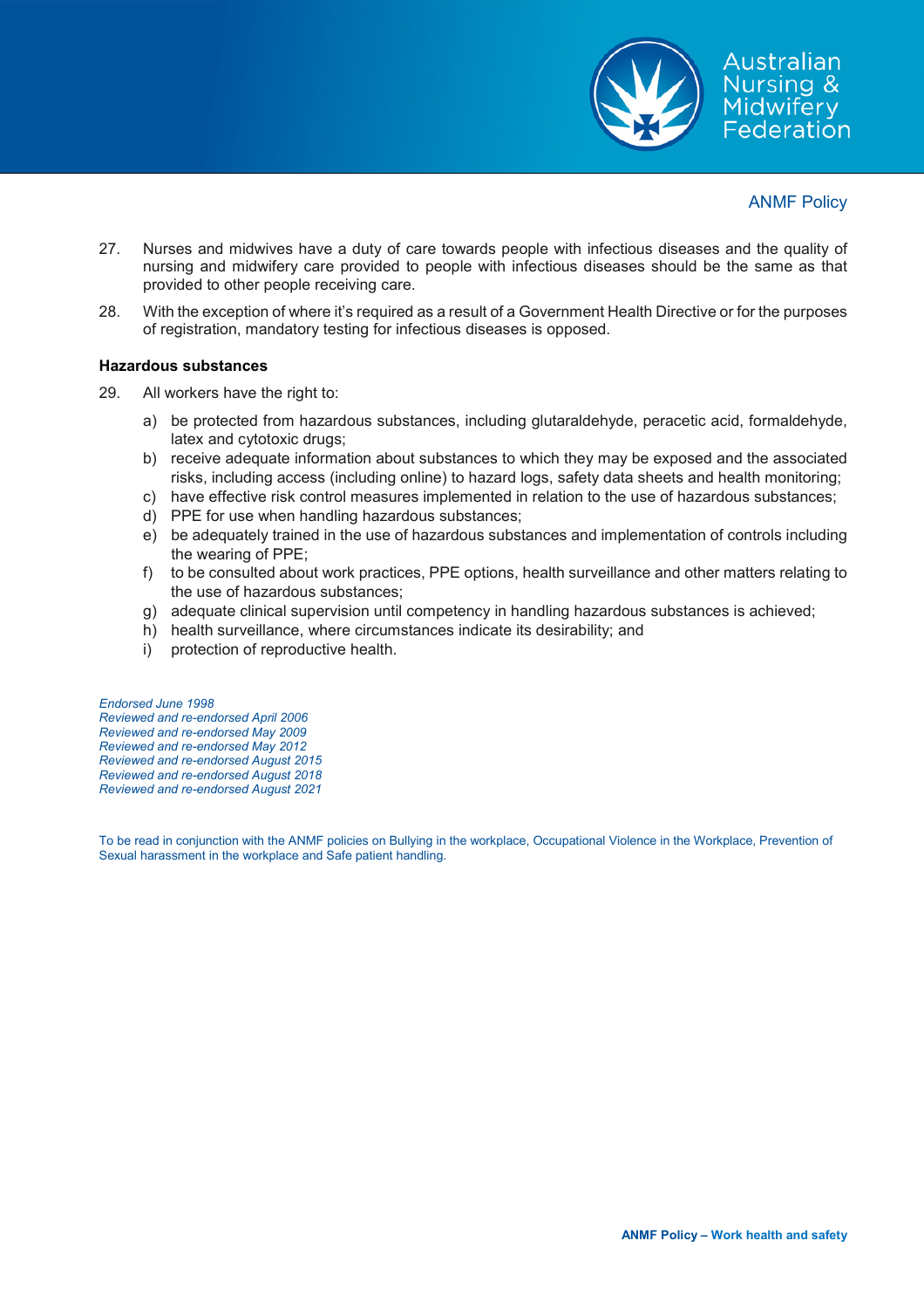27. Nurses and midwives have a duty of care towards people with infectious diseases and the quality of nursing and midwifery care provided to people with infectious diseases should be the same as that provided to other people receiving care.

28. With the exception of where it's required as a result of a Government Health Directive or for the purposes of registration, mandatory testing for infectious diseases is opposed.

**Hazardous substances**

29. All workers have the right to:

    a) be protected from hazardous substances, including glutaraldehyde, peracetic acid, formaldehyde, latex and cytotoxic drugs;
    b) receive adequate information about substances to which they may be exposed and the associated risks, including access (including online) to hazard logs, safety data sheets and health monitoring;
    c) have effective risk control measures implemented in relation to the use of hazardous substances;
    d) PPE for use when handling hazardous substances;
    e) be adequately trained in the use of hazardous substances and implementation of controls including the wearing of PPE;
    f) to be consulted about work practices, PPE options, health surveillance and other matters relating to the use of hazardous substances;
    g) adequate clinical supervision until competency in handling hazardous substances is achieved;
    h) health surveillance, where circumstances indicate its desirability; and
    i) protection of reproductive health.

*Endorsed June 1998*
*Reviewed and re-endorsed April 2006*
*Reviewed and re-endorsed May 2009*
*Reviewed and re-endorsed May 2012*
*Reviewed and re-endorsed August 2015*
*Reviewed and re-endorsed August 2018*
*Reviewed and re-endorsed August 2021*

To be read in conjunction with the ANMF policies on Bullying in the workplace, Occupational Violence in the Workplace, Prevention of Sexual harassment in the workplace and Safe patient handling.